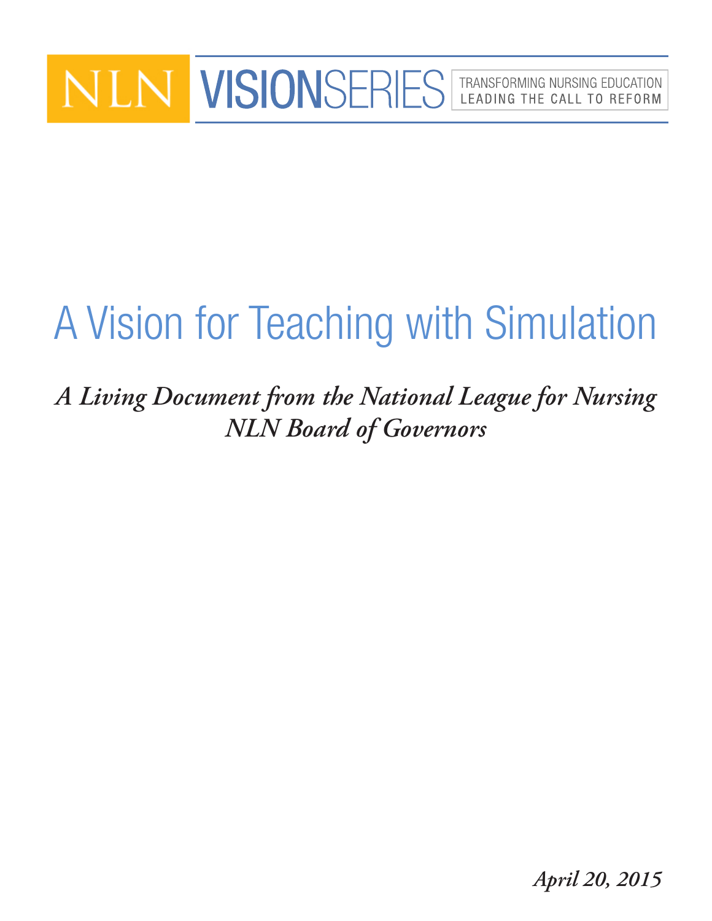NLN VISIONSERIES

TRANSFORMING NURSING EDUCATION
LEADING THE CALL TO REFORM

# A Vision for Teaching with Simulation

***A Living Document from the National League for Nursing NLN Board of Governors***

***April 20, 2015***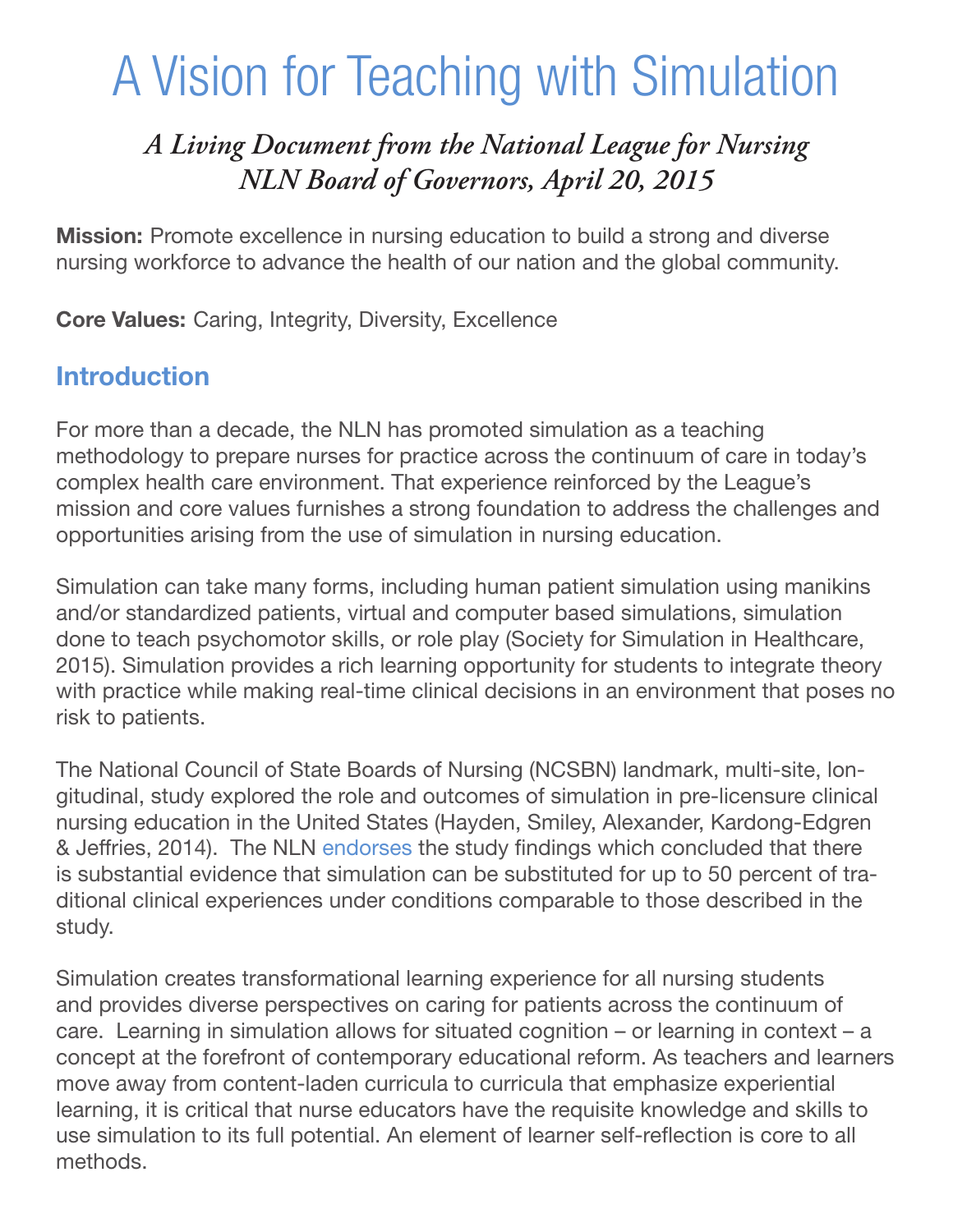# A Vision for Teaching with Simulation

### *A Living Document from the National League for Nursing*
### *NLN Board of Governors, April 20, 2015*

**Mission:** Promote excellence in nursing education to build a strong and diverse nursing workforce to advance the health of our nation and the global community.

**Core Values:** Caring, Integrity, Diversity, Excellence

## Introduction

For more than a decade, the NLN has promoted simulation as a teaching methodology to prepare nurses for practice across the continuum of care in today's complex health care environment. That experience reinforced by the League's mission and core values furnishes a strong foundation to address the challenges and opportunities arising from the use of simulation in nursing education.

Simulation can take many forms, including human patient simulation using manikins and/or standardized patients, virtual and computer based simulations, simulation done to teach psychomotor skills, or role play (Society for Simulation in Healthcare, 2015). Simulation provides a rich learning opportunity for students to integrate theory with practice while making real-time clinical decisions in an environment that poses no risk to patients.

The National Council of State Boards of Nursing (NCSBN) landmark, multi-site, longitudinal, study explored the role and outcomes of simulation in pre-licensure clinical nursing education in the United States (Hayden, Smiley, Alexander, Kardong-Edgren & Jeffries, 2014). The NLN endorses the study findings which concluded that there is substantial evidence that simulation can be substituted for up to 50 percent of traditional clinical experiences under conditions comparable to those described in the study.

Simulation creates transformational learning experience for all nursing students and provides diverse perspectives on caring for patients across the continuum of care. Learning in simulation allows for situated cognition – or learning in context – a concept at the forefront of contemporary educational reform. As teachers and learners move away from content-laden curricula to curricula that emphasize experiential learning, it is critical that nurse educators have the requisite knowledge and skills to use simulation to its full potential. An element of learner self-reflection is core to all methods.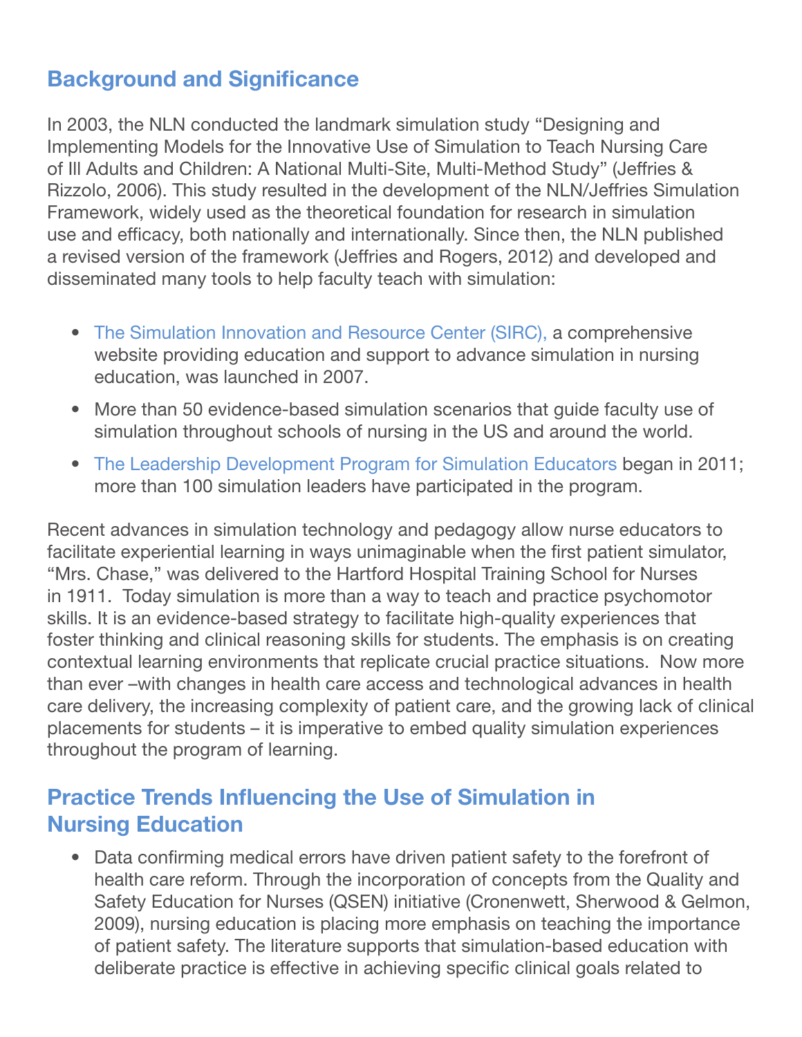## Background and Significance

In 2003, the NLN conducted the landmark simulation study "Designing and Implementing Models for the Innovative Use of Simulation to Teach Nursing Care of Ill Adults and Children: A National Multi-Site, Multi-Method Study" (Jeffries & Rizzolo, 2006). This study resulted in the development of the NLN/Jeffries Simulation Framework, widely used as the theoretical foundation for research in simulation use and efficacy, both nationally and internationally. Since then, the NLN published a revised version of the framework (Jeffries and Rogers, 2012) and developed and disseminated many tools to help faculty teach with simulation:

- The Simulation Innovation and Resource Center (SIRC), a comprehensive website providing education and support to advance simulation in nursing education, was launched in 2007.
- More than 50 evidence-based simulation scenarios that guide faculty use of simulation throughout schools of nursing in the US and around the world.
- The Leadership Development Program for Simulation Educators began in 2011; more than 100 simulation leaders have participated in the program.

Recent advances in simulation technology and pedagogy allow nurse educators to facilitate experiential learning in ways unimaginable when the first patient simulator, "Mrs. Chase," was delivered to the Hartford Hospital Training School for Nurses in 1911. Today simulation is more than a way to teach and practice psychomotor skills. It is an evidence-based strategy to facilitate high-quality experiences that foster thinking and clinical reasoning skills for students. The emphasis is on creating contextual learning environments that replicate crucial practice situations. Now more than ever –with changes in health care access and technological advances in health care delivery, the increasing complexity of patient care, and the growing lack of clinical placements for students – it is imperative to embed quality simulation experiences throughout the program of learning.

## Practice Trends Influencing the Use of Simulation in Nursing Education

- Data confirming medical errors have driven patient safety to the forefront of health care reform. Through the incorporation of concepts from the Quality and Safety Education for Nurses (QSEN) initiative (Cronenwett, Sherwood & Gelmon, 2009), nursing education is placing more emphasis on teaching the importance of patient safety. The literature supports that simulation-based education with deliberate practice is effective in achieving specific clinical goals related to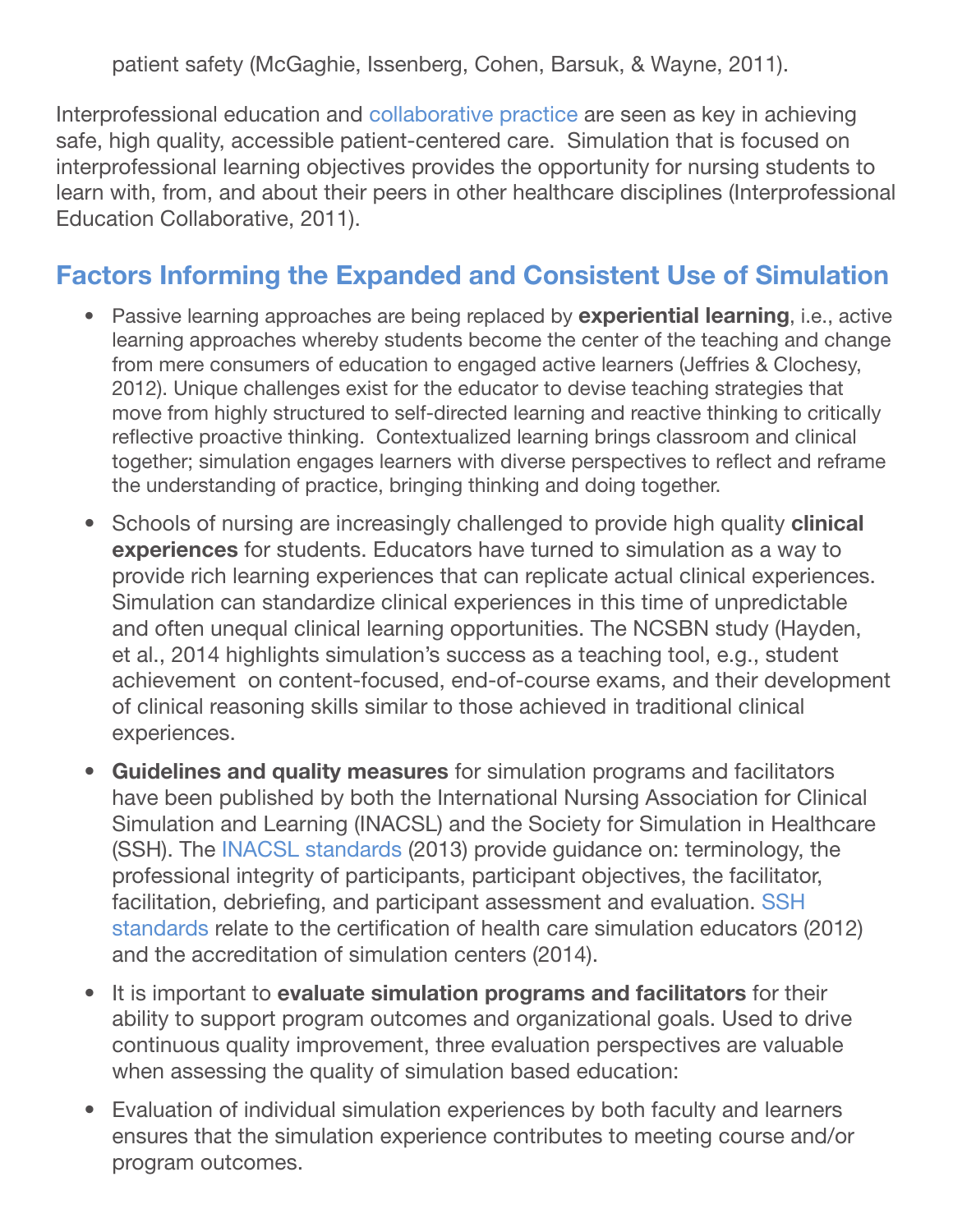patient safety (McGaghie, Issenberg, Cohen, Barsuk, & Wayne, 2011).

Interprofessional education and collaborative practice are seen as key in achieving safe, high quality, accessible patient-centered care. Simulation that is focused on interprofessional learning objectives provides the opportunity for nursing students to learn with, from, and about their peers in other healthcare disciplines (Interprofessional Education Collaborative, 2011).

## Factors Informing the Expanded and Consistent Use of Simulation

- Passive learning approaches are being replaced by **experiential learning**, i.e., active learning approaches whereby students become the center of the teaching and change from mere consumers of education to engaged active learners (Jeffries & Clochesy, 2012). Unique challenges exist for the educator to devise teaching strategies that move from highly structured to self-directed learning and reactive thinking to critically reflective proactive thinking. Contextualized learning brings classroom and clinical together; simulation engages learners with diverse perspectives to reflect and reframe the understanding of practice, bringing thinking and doing together.
- Schools of nursing are increasingly challenged to provide high quality **clinical experiences** for students. Educators have turned to simulation as a way to provide rich learning experiences that can replicate actual clinical experiences. Simulation can standardize clinical experiences in this time of unpredictable and often unequal clinical learning opportunities. The NCSBN study (Hayden, et al., 2014 highlights simulation's success as a teaching tool, e.g., student achievement on content-focused, end-of-course exams, and their development of clinical reasoning skills similar to those achieved in traditional clinical experiences.
- **Guidelines and quality measures** for simulation programs and facilitators have been published by both the International Nursing Association for Clinical Simulation and Learning (INACSL) and the Society for Simulation in Healthcare (SSH). The INACSL standards (2013) provide guidance on: terminology, the professional integrity of participants, participant objectives, the facilitator, facilitation, debriefing, and participant assessment and evaluation. SSH standards relate to the certification of health care simulation educators (2012) and the accreditation of simulation centers (2014).
- It is important to **evaluate simulation programs and facilitators** for their ability to support program outcomes and organizational goals. Used to drive continuous quality improvement, three evaluation perspectives are valuable when assessing the quality of simulation based education:
- Evaluation of individual simulation experiences by both faculty and learners ensures that the simulation experience contributes to meeting course and/or program outcomes.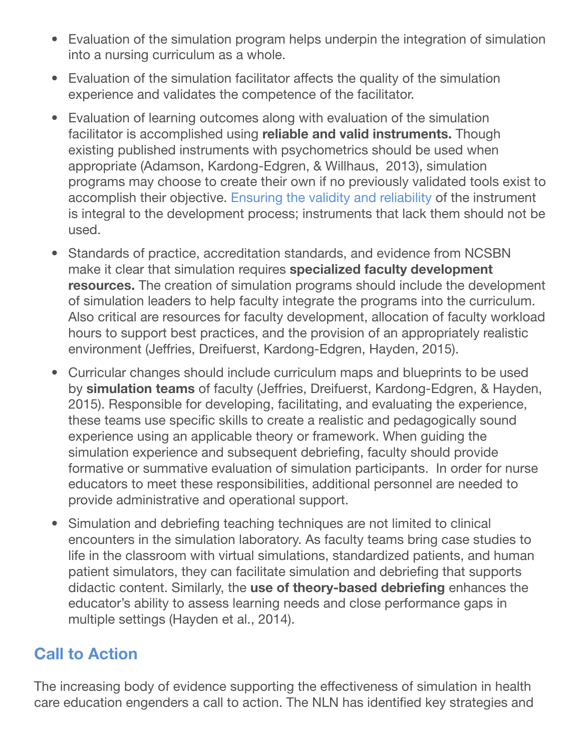- Evaluation of the simulation program helps underpin the integration of simulation into a nursing curriculum as a whole.
- Evaluation of the simulation facilitator affects the quality of the simulation experience and validates the competence of the facilitator.
- Evaluation of learning outcomes along with evaluation of the simulation facilitator is accomplished using **reliable and valid instruments.** Though existing published instruments with psychometrics should be used when appropriate (Adamson, Kardong-Edgren, & Willhaus, 2013), simulation programs may choose to create their own if no previously validated tools exist to accomplish their objective. Ensuring the validity and reliability of the instrument is integral to the development process; instruments that lack them should not be used.
- Standards of practice, accreditation standards, and evidence from NCSBN make it clear that simulation requires **specialized faculty development resources.** The creation of simulation programs should include the development of simulation leaders to help faculty integrate the programs into the curriculum. Also critical are resources for faculty development, allocation of faculty workload hours to support best practices, and the provision of an appropriately realistic environment (Jeffries, Dreifuerst, Kardong-Edgren, Hayden, 2015).
- Curricular changes should include curriculum maps and blueprints to be used by **simulation teams** of faculty (Jeffries, Dreifuerst, Kardong-Edgren, & Hayden, 2015). Responsible for developing, facilitating, and evaluating the experience, these teams use specific skills to create a realistic and pedagogically sound experience using an applicable theory or framework. When guiding the simulation experience and subsequent debriefing, faculty should provide formative or summative evaluation of simulation participants. In order for nurse educators to meet these responsibilities, additional personnel are needed to provide administrative and operational support.
- Simulation and debriefing teaching techniques are not limited to clinical encounters in the simulation laboratory. As faculty teams bring case studies to life in the classroom with virtual simulations, standardized patients, and human patient simulators, they can facilitate simulation and debriefing that supports didactic content. Similarly, the **use of theory-based debriefing** enhances the educator's ability to assess learning needs and close performance gaps in multiple settings (Hayden et al., 2014).

## Call to Action

The increasing body of evidence supporting the effectiveness of simulation in health care education engenders a call to action. The NLN has identified key strategies and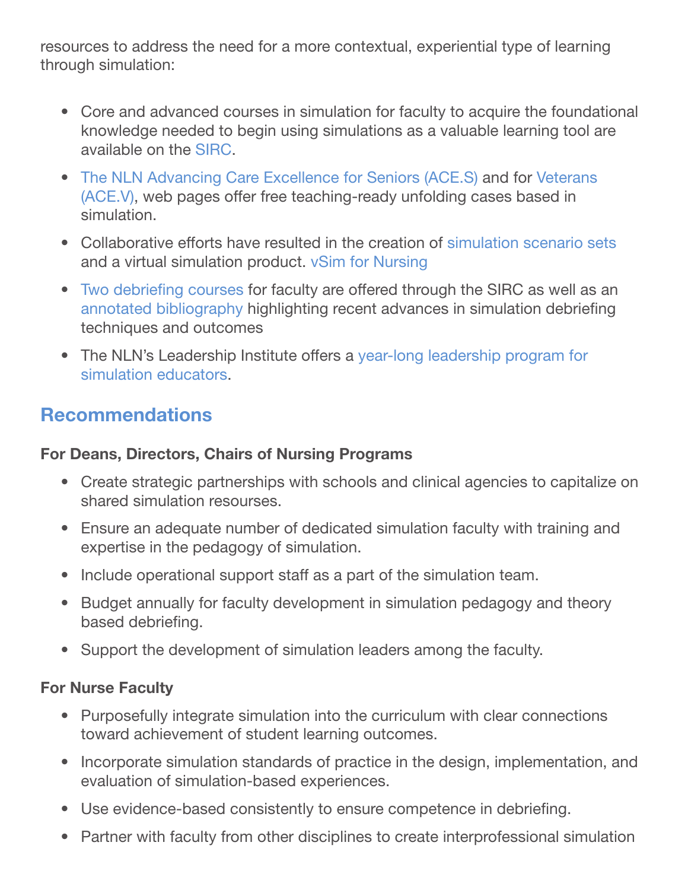resources to address the need for a more contextual, experiential type of learning through simulation:

- Core and advanced courses in simulation for faculty to acquire the foundational knowledge needed to begin using simulations as a valuable learning tool are available on the SIRC.
- The NLN Advancing Care Excellence for Seniors (ACE.S) and for Veterans (ACE.V), web pages offer free teaching-ready unfolding cases based in simulation.
- Collaborative efforts have resulted in the creation of simulation scenario sets and a virtual simulation product. vSim for Nursing
- Two debriefing courses for faculty are offered through the SIRC as well as an annotated bibliography highlighting recent advances in simulation debriefing techniques and outcomes
- The NLN's Leadership Institute offers a year-long leadership program for simulation educators.

## Recommendations

**For Deans, Directors, Chairs of Nursing Programs**

- Create strategic partnerships with schools and clinical agencies to capitalize on shared simulation resourses.
- Ensure an adequate number of dedicated simulation faculty with training and expertise in the pedagogy of simulation.
- Include operational support staff as a part of the simulation team.
- Budget annually for faculty development in simulation pedagogy and theory based debriefing.
- Support the development of simulation leaders among the faculty.

**For Nurse Faculty**

- Purposefully integrate simulation into the curriculum with clear connections toward achievement of student learning outcomes.
- Incorporate simulation standards of practice in the design, implementation, and evaluation of simulation-based experiences.
- Use evidence-based consistently to ensure competence in debriefing.
- Partner with faculty from other disciplines to create interprofessional simulation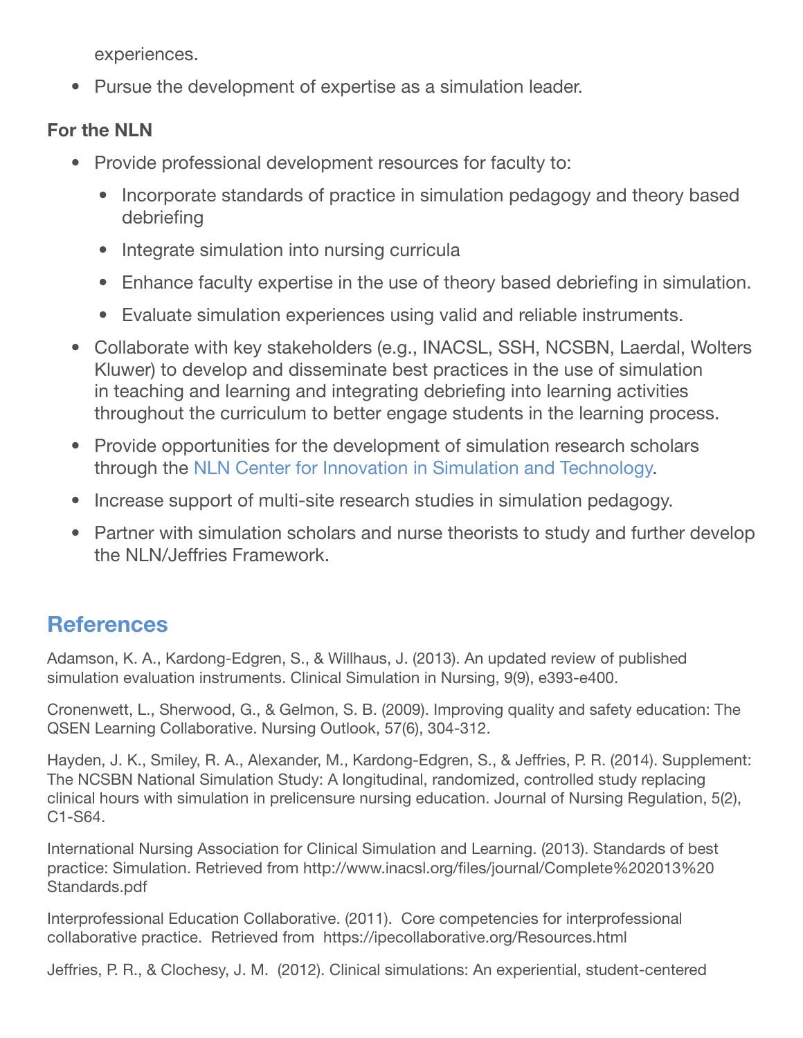experiences.

- Pursue the development of expertise as a simulation leader.

**For the NLN**

- Provide professional development resources for faculty to:
  - Incorporate standards of practice in simulation pedagogy and theory based debriefing
  - Integrate simulation into nursing curricula
  - Enhance faculty expertise in the use of theory based debriefing in simulation.
  - Evaluate simulation experiences using valid and reliable instruments.
- Collaborate with key stakeholders (e.g., INACSL, SSH, NCSBN, Laerdal, Wolters Kluwer) to develop and disseminate best practices in the use of simulation in teaching and learning and integrating debriefing into learning activities throughout the curriculum to better engage students in the learning process.
- Provide opportunities for the development of simulation research scholars through the NLN Center for Innovation in Simulation and Technology.
- Increase support of multi-site research studies in simulation pedagogy.
- Partner with simulation scholars and nurse theorists to study and further develop the NLN/Jeffries Framework.

## References

Adamson, K. A., Kardong-Edgren, S., & Willhaus, J. (2013). An updated review of published simulation evaluation instruments. Clinical Simulation in Nursing, 9(9), e393-e400.

Cronenwett, L., Sherwood, G., & Gelmon, S. B. (2009). Improving quality and safety education: The QSEN Learning Collaborative. Nursing Outlook, 57(6), 304-312.

Hayden, J. K., Smiley, R. A., Alexander, M., Kardong-Edgren, S., & Jeffries, P. R. (2014). Supplement: The NCSBN National Simulation Study: A longitudinal, randomized, controlled study replacing clinical hours with simulation in prelicensure nursing education. Journal of Nursing Regulation, 5(2), C1-S64.

International Nursing Association for Clinical Simulation and Learning. (2013). Standards of best practice: Simulation. Retrieved from http://www.inacsl.org/files/journal/Complete%202013%20Standards.pdf

Interprofessional Education Collaborative. (2011). Core competencies for interprofessional collaborative practice. Retrieved from https://ipecollaborative.org/Resources.html

Jeffries, P. R., & Clochesy, J. M. (2012). Clinical simulations: An experiential, student-centered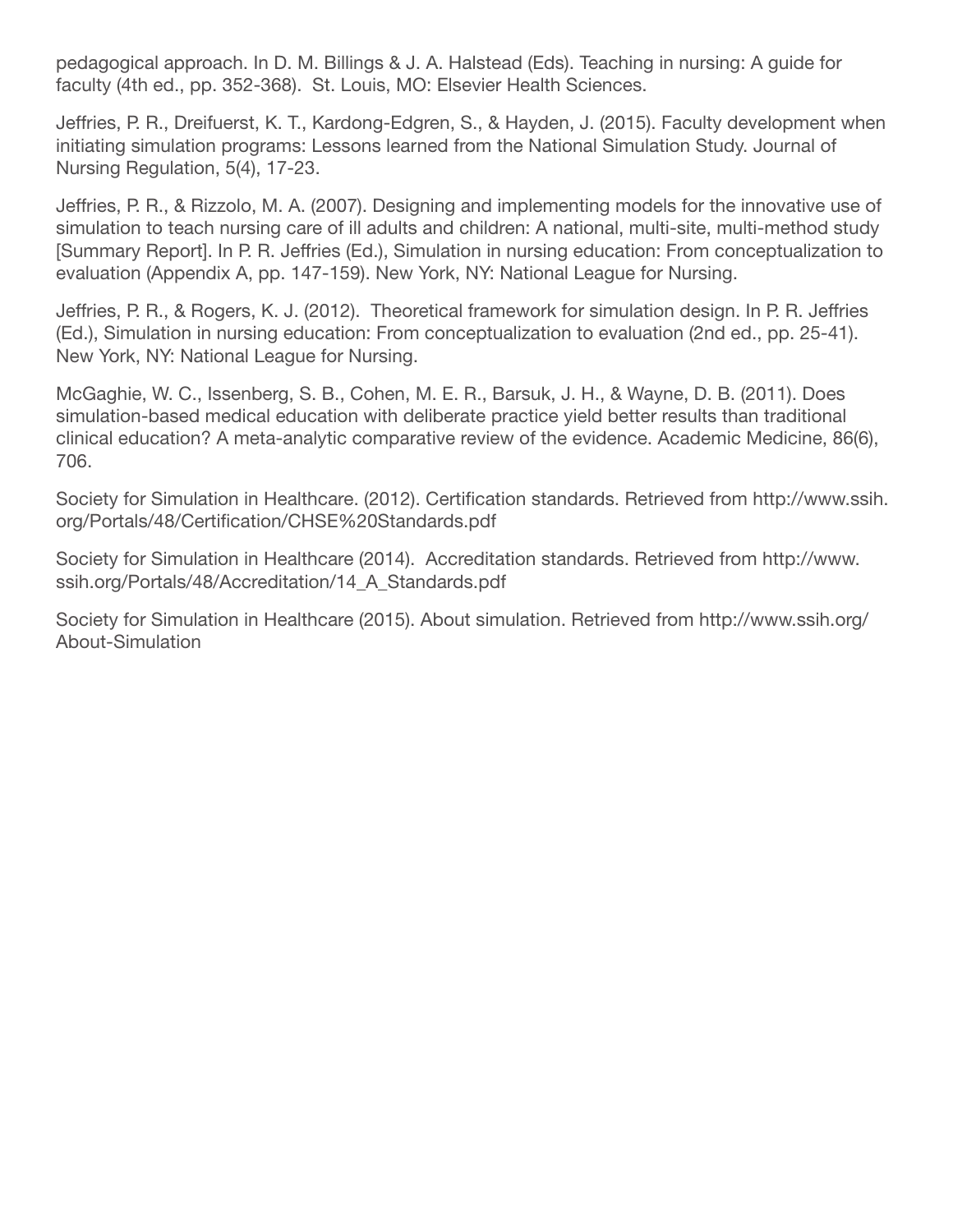pedagogical approach. In D. M. Billings & J. A. Halstead (Eds). Teaching in nursing: A guide for faculty (4th ed., pp. 352-368). St. Louis, MO: Elsevier Health Sciences.

Jeffries, P. R., Dreifuerst, K. T., Kardong-Edgren, S., & Hayden, J. (2015). Faculty development when initiating simulation programs: Lessons learned from the National Simulation Study. Journal of Nursing Regulation, 5(4), 17-23.

Jeffries, P. R., & Rizzolo, M. A. (2007). Designing and implementing models for the innovative use of simulation to teach nursing care of ill adults and children: A national, multi-site, multi-method study [Summary Report]. In P. R. Jeffries (Ed.), Simulation in nursing education: From conceptualization to evaluation (Appendix A, pp. 147-159). New York, NY: National League for Nursing.

Jeffries, P. R., & Rogers, K. J. (2012). Theoretical framework for simulation design. In P. R. Jeffries (Ed.), Simulation in nursing education: From conceptualization to evaluation (2nd ed., pp. 25-41). New York, NY: National League for Nursing.

McGaghie, W. C., Issenberg, S. B., Cohen, M. E. R., Barsuk, J. H., & Wayne, D. B. (2011). Does simulation-based medical education with deliberate practice yield better results than traditional clinical education? A meta-analytic comparative review of the evidence. Academic Medicine, 86(6), 706.

Society for Simulation in Healthcare. (2012). Certification standards. Retrieved from http://www.ssih.org/Portals/48/Certification/CHSE%20Standards.pdf

Society for Simulation in Healthcare (2014). Accreditation standards. Retrieved from http://www.ssih.org/Portals/48/Accreditation/14_A_Standards.pdf

Society for Simulation in Healthcare (2015). About simulation. Retrieved from http://www.ssih.org/About-Simulation